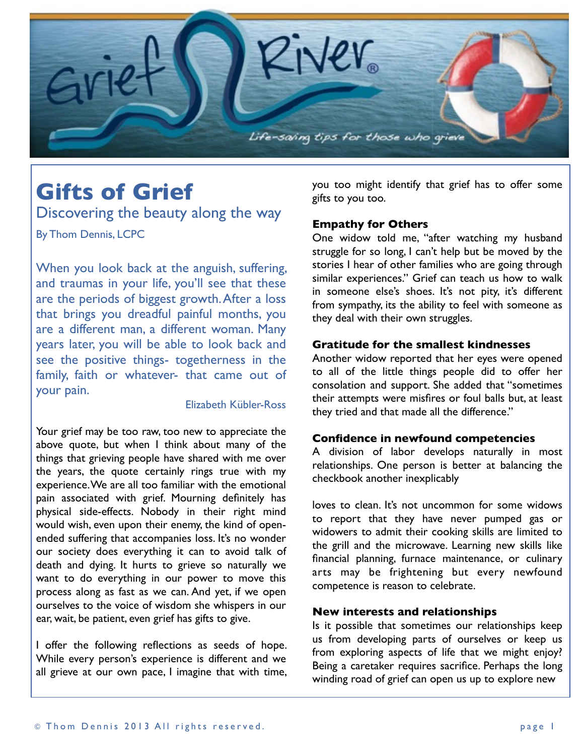Grief River®

*Life-saving tips for those who grieve*

# Gifts of Grief

## Discovering the beauty along the way

By Thom Dennis, LCPC

> When you look back at the anguish, suffering, and traumas in your life, you'll see that these are the periods of biggest growth. After a loss that brings you dreadful painful months, you are a different man, a different woman. Many years later, you will be able to look back and see the positive things- togetherness in the family, faith or whatever- that came out of your pain.
>
> Elizabeth Kübler-Ross

Your grief may be too raw, too new to appreciate the above quote, but when I think about many of the things that grieving people have shared with me over the years, the quote certainly rings true with my experience. We are all too familiar with the emotional pain associated with grief. Mourning definitely has physical side-effects. Nobody in their right mind would wish, even upon their enemy, the kind of open-ended suffering that accompanies loss. It's no wonder our society does everything it can to avoid talk of death and dying. It hurts to grieve so naturally we want to do everything in our power to move this process along as fast as we can. And yet, if we open ourselves to the voice of wisdom she whispers in our ear, wait, be patient, even grief has gifts to give.

I offer the following reflections as seeds of hope. While every person's experience is different and we all grieve at our own pace, I imagine that with time, you too might identify that grief has to offer some gifts to you too.

### Empathy for Others

One widow told me, "after watching my husband struggle for so long, I can't help but be moved by the stories I hear of other families who are going through similar experiences." Grief can teach us how to walk in someone else's shoes. It's not pity, it's different from sympathy, its the ability to feel with someone as they deal with their own struggles.

### Gratitude for the smallest kindnesses

Another widow reported that her eyes were opened to all of the little things people did to offer her consolation and support. She added that "sometimes their attempts were misfires or foul balls but, at least they tried and that made all the difference."

### Confidence in newfound competencies

A division of labor develops naturally in most relationships. One person is better at balancing the checkbook another inexplicably loves to clean. It's not uncommon for some widows to report that they have never pumped gas or widowers to admit their cooking skills are limited to the grill and the microwave. Learning new skills like financial planning, furnace maintenance, or culinary arts may be frightening but every newfound competence is reason to celebrate.

### New interests and relationships

Is it possible that sometimes our relationships keep us from developing parts of ourselves or keep us from exploring aspects of life that we might enjoy? Being a caretaker requires sacrifice. Perhaps the long winding road of grief can open us up to explore new

© Thom Dennis 2013 All rights reserved.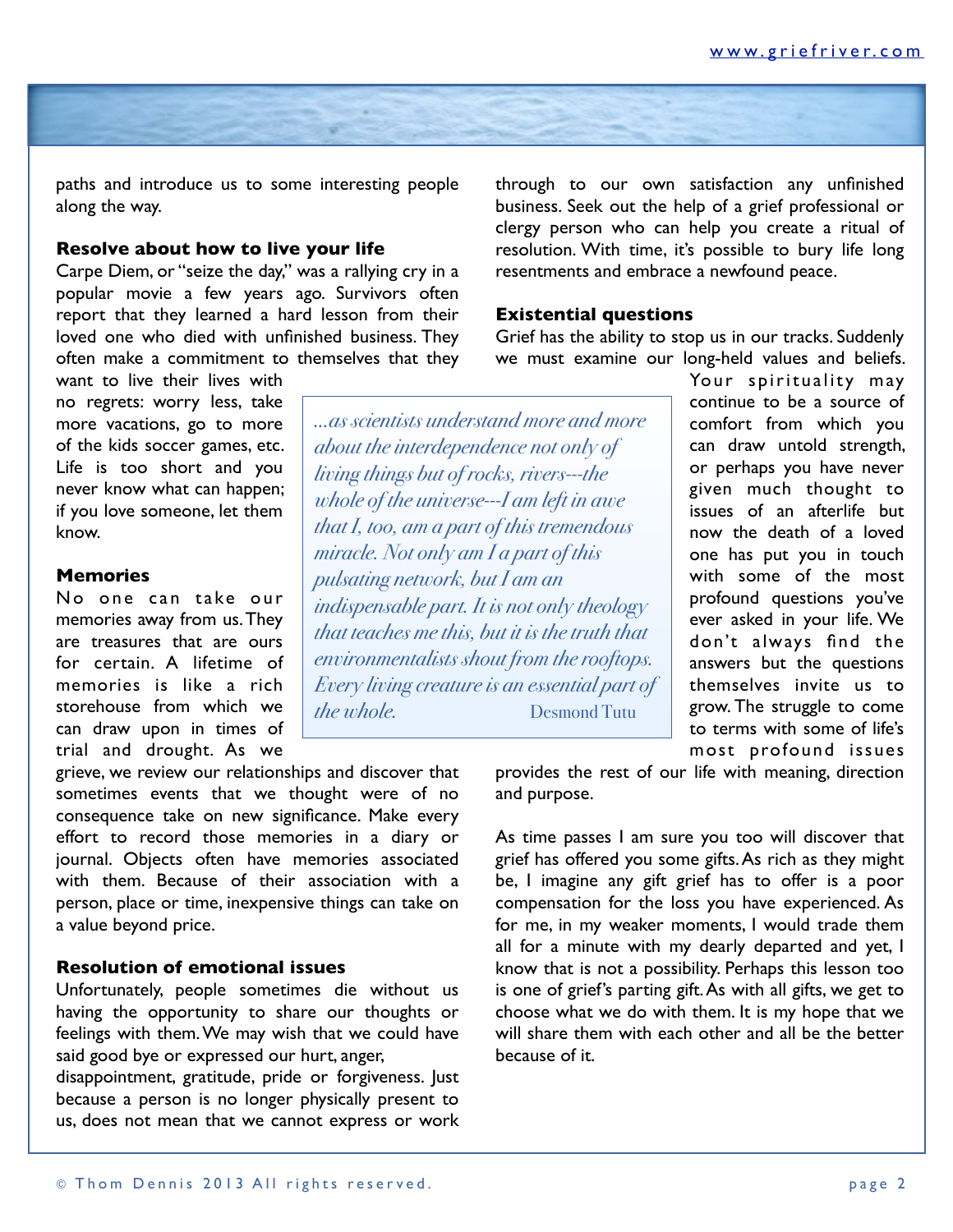paths and introduce us to some interesting people along the way.

**Resolve about how to live your life**

Carpe Diem, or "seize the day," was a rallying cry in a popular movie a few years ago. Survivors often report that they learned a hard lesson from their loved one who died with unfinished business. They often make a commitment to themselves that they want to live their lives with no regrets: worry less, take more vacations, go to more of the kids soccer games, etc. Life is too short and you never know what can happen; if you love someone, let them know.

**Memories**

No one can take our memories away from us. They are treasures that are ours for certain. A lifetime of memories is like a rich storehouse from which we can draw upon in times of trial and drought. As we grieve, we review our relationships and discover that sometimes events that we thought were of no consequence take on new significance. Make every effort to record those memories in a diary or journal. Objects often have memories associated with them. Because of their association with a person, place or time, inexpensive things can take on a value beyond price.

**Resolution of emotional issues**

Unfortunately, people sometimes die without us having the opportunity to share our thoughts or feelings with them. We may wish that we could have said good bye or expressed our hurt, anger, disappointment, gratitude, pride or forgiveness. Just because a person is no longer physically present to us, does not mean that we cannot express or work through to our own satisfaction any unfinished business. Seek out the help of a grief professional or clergy person who can help you create a ritual of resolution. With time, it's possible to bury life long resentments and embrace a newfound peace.

*...as scientists understand more and more about the interdependence not only of living things but of rocks, rivers---the whole of the universe---I am left in awe that I, too, am a part of this tremendous miracle. Not only am I a part of this pulsating network, but I am an indispensable part. It is not only theology that teaches me this, but it is the truth that environmentalists shout from the rooftops. Every living creature is an essential part of the whole.* — Desmond Tutu

**Existential questions**

Grief has the ability to stop us in our tracks. Suddenly we must examine our long-held values and beliefs. Your spirituality may continue to be a source of comfort from which you can draw untold strength, or perhaps you have never given much thought to issues of an afterlife but now the death of a loved one has put you in touch with some of the most profound questions you've ever asked in your life. We don't always find the answers but the questions themselves invite us to grow. The struggle to come to terms with some of life's most profound issues provides the rest of our life with meaning, direction and purpose.

As time passes I am sure you too will discover that grief has offered you some gifts. As rich as they might be, I imagine any gift grief has to offer is a poor compensation for the loss you have experienced. As for me, in my weaker moments, I would trade them all for a minute with my dearly departed and yet, I know that is not a possibility. Perhaps this lesson too is one of grief's parting gift. As with all gifts, we get to choose what we do with them. It is my hope that we will share them with each other and all be the better because of it.